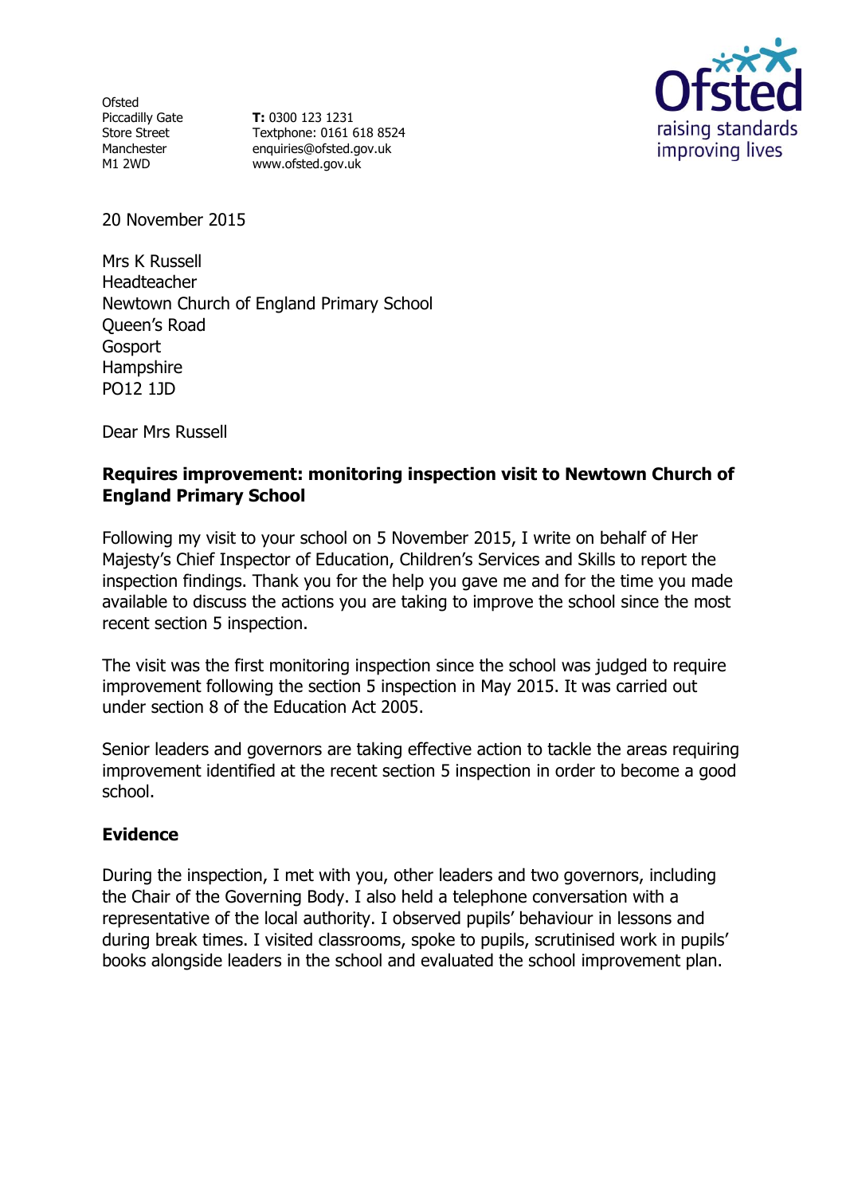Ofsted
Piccadilly Gate
Store Street
Manchester
M1 2WD

**T:** 0300 123 1231
Textphone: 0161 618 8524
enquiries@ofsted.gov.uk
www.ofsted.gov.uk

20 November 2015

Mrs K Russell
Headteacher
Newtown Church of England Primary School
Queen's Road
Gosport
Hampshire
PO12 1JD

Dear Mrs Russell

**Requires improvement: monitoring inspection visit to Newtown Church of England Primary School**

Following my visit to your school on 5 November 2015, I write on behalf of Her Majesty's Chief Inspector of Education, Children's Services and Skills to report the inspection findings. Thank you for the help you gave me and for the time you made available to discuss the actions you are taking to improve the school since the most recent section 5 inspection.

The visit was the first monitoring inspection since the school was judged to require improvement following the section 5 inspection in May 2015. It was carried out under section 8 of the Education Act 2005.

Senior leaders and governors are taking effective action to tackle the areas requiring improvement identified at the recent section 5 inspection in order to become a good school.

**Evidence**

During the inspection, I met with you, other leaders and two governors, including the Chair of the Governing Body. I also held a telephone conversation with a representative of the local authority. I observed pupils' behaviour in lessons and during break times. I visited classrooms, spoke to pupils, scrutinised work in pupils' books alongside leaders in the school and evaluated the school improvement plan.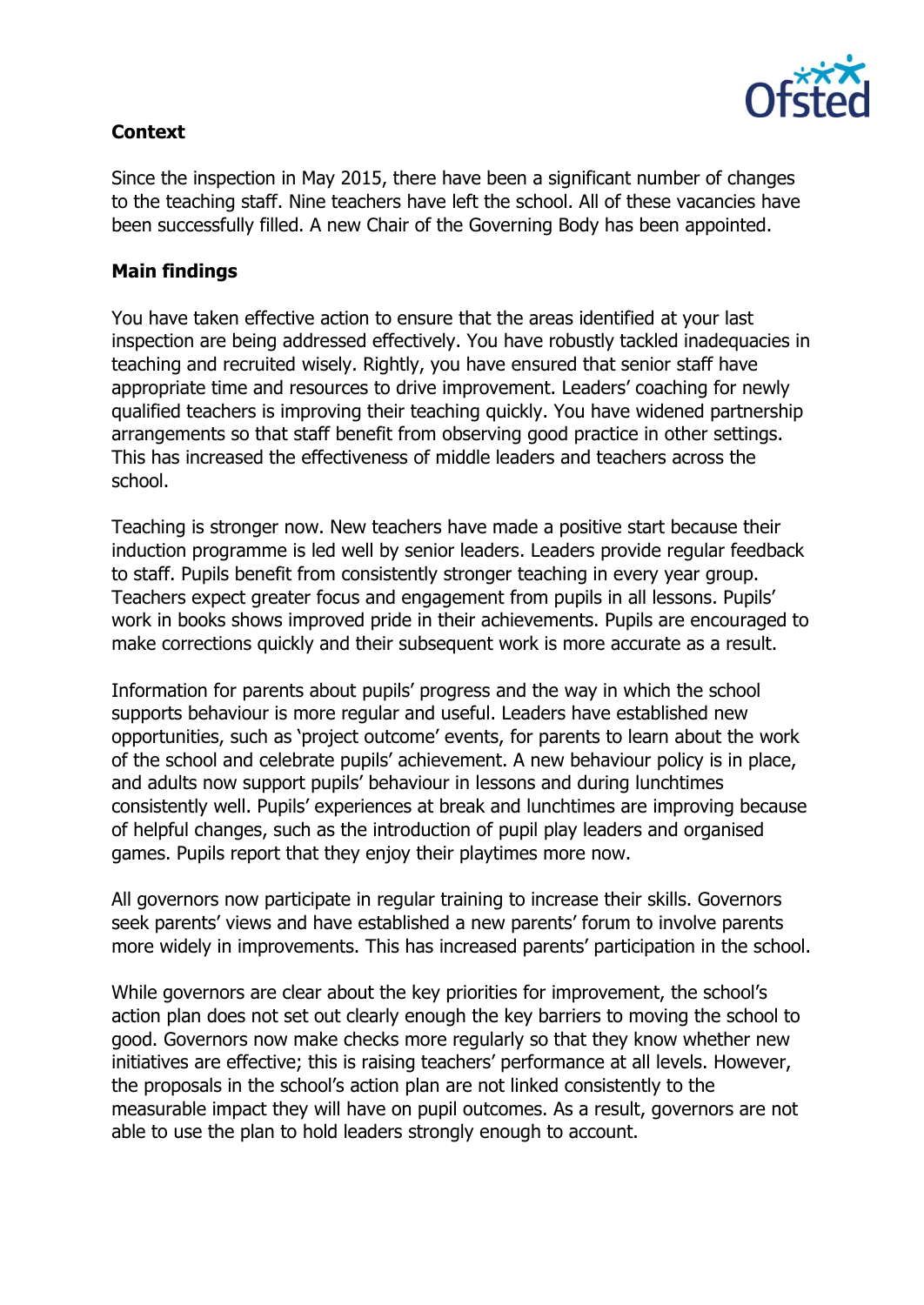### Context

Since the inspection in May 2015, there have been a significant number of changes to the teaching staff. Nine teachers have left the school. All of these vacancies have been successfully filled. A new Chair of the Governing Body has been appointed.

### Main findings

You have taken effective action to ensure that the areas identified at your last inspection are being addressed effectively. You have robustly tackled inadequacies in teaching and recruited wisely. Rightly, you have ensured that senior staff have appropriate time and resources to drive improvement. Leaders' coaching for newly qualified teachers is improving their teaching quickly. You have widened partnership arrangements so that staff benefit from observing good practice in other settings. This has increased the effectiveness of middle leaders and teachers across the school.

Teaching is stronger now. New teachers have made a positive start because their induction programme is led well by senior leaders. Leaders provide regular feedback to staff. Pupils benefit from consistently stronger teaching in every year group. Teachers expect greater focus and engagement from pupils in all lessons. Pupils' work in books shows improved pride in their achievements. Pupils are encouraged to make corrections quickly and their subsequent work is more accurate as a result.

Information for parents about pupils' progress and the way in which the school supports behaviour is more regular and useful. Leaders have established new opportunities, such as 'project outcome' events, for parents to learn about the work of the school and celebrate pupils' achievement. A new behaviour policy is in place, and adults now support pupils' behaviour in lessons and during lunchtimes consistently well. Pupils' experiences at break and lunchtimes are improving because of helpful changes, such as the introduction of pupil play leaders and organised games. Pupils report that they enjoy their playtimes more now.

All governors now participate in regular training to increase their skills. Governors seek parents' views and have established a new parents' forum to involve parents more widely in improvements. This has increased parents' participation in the school.

While governors are clear about the key priorities for improvement, the school's action plan does not set out clearly enough the key barriers to moving the school to good. Governors now make checks more regularly so that they know whether new initiatives are effective; this is raising teachers' performance at all levels. However, the proposals in the school's action plan are not linked consistently to the measurable impact they will have on pupil outcomes. As a result, governors are not able to use the plan to hold leaders strongly enough to account.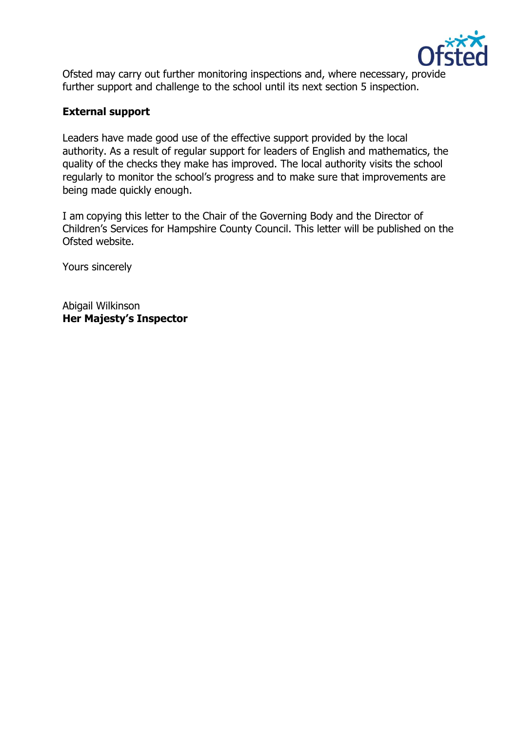Ofsted may carry out further monitoring inspections and, where necessary, provide further support and challenge to the school until its next section 5 inspection.

**External support**

Leaders have made good use of the effective support provided by the local authority. As a result of regular support for leaders of English and mathematics, the quality of the checks they make has improved. The local authority visits the school regularly to monitor the school's progress and to make sure that improvements are being made quickly enough.

I am copying this letter to the Chair of the Governing Body and the Director of Children's Services for Hampshire County Council. This letter will be published on the Ofsted website.

Yours sincerely

Abigail Wilkinson
**Her Majesty's Inspector**